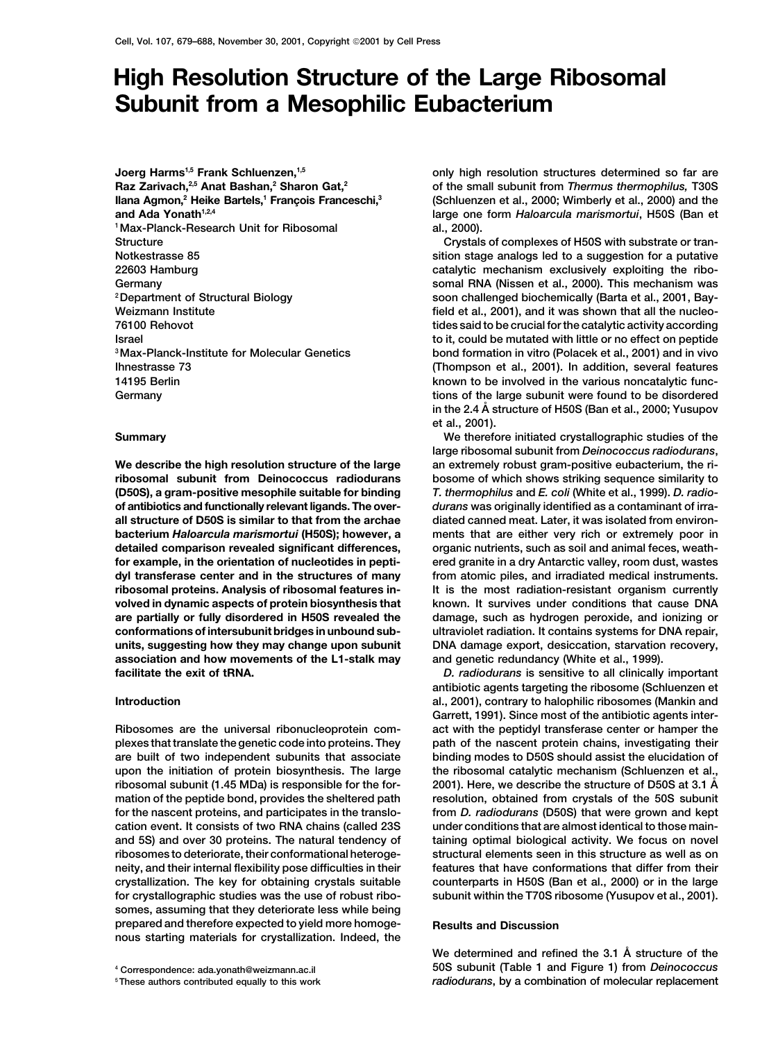# High Resolution Structure of the Large Ribosomal Subunit from a Mesophilic Eubacterium

**Joerg Harms[1,5] Frank Schluenzen,[1,5] Raz Zarivach,[2,5] Anat Bashan,[2] Sharon Gat,[2] Ilana Agmon,[2] Heike Bartels,[1] François Franceschi,[3] and Ada Yonath[1,2,4]**

[1] Max-Planck-Research Unit for Ribosomal Structure
Notkestrasse 85
22603 Hamburg
Germany

[2] Department of Structural Biology
Weizmann Institute
76100 Rehovot
Israel

[3] Max-Planck-Institute for Molecular Genetics
Ihnestrasse 73
14195 Berlin
Germany

## Summary

**We describe the high resolution structure of the large ribosomal subunit from Deinococcus radiodurans (D50S), a gram-positive mesophile suitable for binding of antibiotics and functionally relevant ligands. The overall structure of D50S is similar to that from the archae bacterium *Haloarcula marismortui* (H50S); however, a detailed comparison revealed significant differences, for example, in the orientation of nucleotides in peptidyl transferase center and in the structures of many ribosomal proteins. Analysis of ribosomal features involved in dynamic aspects of protein biosynthesis that are partially or fully disordered in H50S revealed the conformations of intersubunit bridges in unbound subunits, suggesting how they may change upon subunit association and how movements of the L1-stalk may facilitate the exit of tRNA.**

## Introduction

Ribosomes are the universal ribonucleoprotein complexes that translate the genetic code into proteins. They are built of two independent subunits that associate upon the initiation of protein biosynthesis. The large ribosomal subunit (1.45 MDa) is responsible for the formation of the peptide bond, provides the sheltered path for the nascent proteins, and participates in the translocation event. It consists of two RNA chains (called 23S and 5S) and over 30 proteins. The natural tendency of ribosomes to deteriorate, their conformational heterogeneity, and their internal flexibility pose difficulties in their crystallization. The key for obtaining crystals suitable for crystallographic studies was the use of robust ribosomes, assuming that they deteriorate less while being prepared and therefore expected to yield more homogenous starting materials for crystallization. Indeed, the only high resolution structures determined so far are of the small subunit from *Thermus thermophilus,* T30S (Schluenzen et al., 2000; Wimberly et al., 2000) and the large one form *Haloarcula marismortui*, H50S (Ban et al., 2000).

Crystals of complexes of H50S with substrate or transition stage analogs led to a suggestion for a putative catalytic mechanism exclusively exploiting the ribosomal RNA (Nissen et al., 2000). This mechanism was soon challenged biochemically (Barta et al., 2001, Bayfield et al., 2001), and it was shown that all the nucleotides said to be crucial for the catalytic activity according to it, could be mutated with little or no effect on peptide bond formation in vitro (Polacek et al., 2001) and in vivo (Thompson et al., 2001). In addition, several features known to be involved in the various noncatalytic functions of the large subunit were found to be disordered in the 2.4 Å structure of H50S (Ban et al., 2000; Yusupov et al., 2001).

We therefore initiated crystallographic studies of the large ribosomal subunit from *Deinococcus radiodurans*, an extremely robust gram-positive eubacterium, the ribosome of which shows striking sequence similarity to *T. thermophilus* and *E. coli* (White et al., 1999). *D. radiodurans* was originally identified as a contaminant of irradiated canned meat. Later, it was isolated from environments that are either very rich or extremely poor in organic nutrients, such as soil and animal feces, weathered granite in a dry Antarctic valley, room dust, wastes from atomic piles, and irradiated medical instruments. It is the most radiation-resistant organism currently known. It survives under conditions that cause DNA damage, such as hydrogen peroxide, and ionizing or ultraviolet radiation. It contains systems for DNA repair, DNA damage export, desiccation, starvation recovery, and genetic redundancy (White et al., 1999).

*D. radiodurans* is sensitive to all clinically important antibiotic agents targeting the ribosome (Schluenzen et al., 2001), contrary to halophilic ribosomes (Mankin and Garrett, 1991). Since most of the antibiotic agents interact with the peptidyl transferase center or hamper the path of the nascent protein chains, investigating their binding modes to D50S should assist the elucidation of the ribosomal catalytic mechanism (Schluenzen et al., 2001). Here, we describe the structure of D50S at 3.1 Å resolution, obtained from crystals of the 50S subunit from *D. radiodurans* (D50S) that were grown and kept under conditions that are almost identical to those maintaining optimal biological activity. We focus on novel structural elements seen in this structure as well as on features that have conformations that differ from their counterparts in H50S (Ban et al., 2000) or in the large subunit within the T70S ribosome (Yusupov et al., 2001).

## Results and Discussion

We determined and refined the 3.1 Å structure of the 50S subunit (Table 1 and Figure 1) from *Deinococcus radiodurans*, by a combination of molecular replacement

[4] Correspondence: ada.yonath@weizmann.ac.il
[5] These authors contributed equally to this work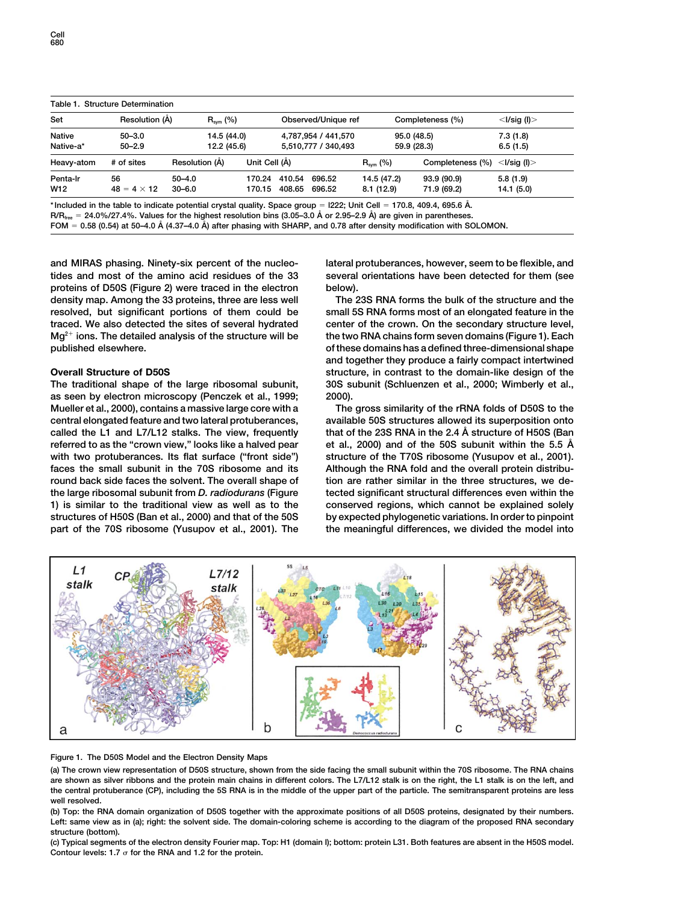Table 1. Structure Determination

| Set | Resolution (Å) | $R_{sym}$ (%) | Observed/Unique ref | Completeness (%) | <I/sig (I)> |
|---|---|---|---|---|---|
| Native | 50–3.0 | 14.5 (44.0) | 4,787,954 / 441,570 | 95.0 (48.5) | 7.3 (1.8) |
| Native-a* | 50–2.9 | 12.2 (45.6) | 5,510,777 / 340,493 | 59.9 (28.3) | 6.5 (1.5) |

| Heavy-atom | # of sites | Resolution (Å) | Unit Cell (Å) | $R_{sym}$ (%) | Completeness (%) | <I/sig (I)> |
|---|---|---|---|---|---|---|
| Penta-Ir | 56 | 50–4.0 | 170.24 410.54 696.52 | 14.5 (47.2) | 93.9 (90.9) | 5.8 (1.9) |
| W12 | 48 = 4 × 12 | 30–6.0 | 170.15 408.65 696.52 | 8.1 (12.9) | 71.9 (69.2) | 14.1 (5.0) |

*Included in the table to indicate potential crystal quality. Space group = I222; Unit Cell = 170.8, 409.4, 695.6 Å.
$R/R_{free}$ = 24.0%/27.4%. Values for the highest resolution bins (3.05–3.0 Å or 2.95–2.9 Å) are given in parentheses.
FOM = 0.58 (0.54) at 50–4.0 Å (4.37–4.0 Å) after phasing with SHARP, and 0.78 after density modification with SOLOMON.

and MIRAS phasing. Ninety-six percent of the nucleotides and most of the amino acid residues of the 33 proteins of D50S (Figure 2) were traced in the electron density map. Among the 33 proteins, three are less well resolved, but significant portions of them could be traced. We also detected the sites of several hydrated $Mg^{2+}$ ions. The detailed analysis of the structure will be published elsewhere.

## Overall Structure of D50S

The traditional shape of the large ribosomal subunit, as seen by electron microscopy (Penczek et al., 1999; Mueller et al., 2000), contains a massive large core with a central elongated feature and two lateral protuberances, called the L1 and L7/L12 stalks. The view, frequently referred to as the "crown view," looks like a halved pear with two protuberances. Its flat surface ("front side") faces the small subunit in the 70S ribosome and its round back side faces the solvent. The overall shape of the large ribosomal subunit from *D. radiodurans* (Figure 1) is similar to the traditional view as well as to the structures of H50S (Ban et al., 2000) and that of the 50S part of the 70S ribosome (Yusupov et al., 2001). The lateral protuberances, however, seem to be flexible, and several orientations have been detected for them (see below).

The 23S RNA forms the bulk of the structure and the small 5S RNA forms most of an elongated feature in the center of the crown. On the secondary structure level, the two RNA chains form seven domains (Figure 1). Each of these domains has a defined three-dimensional shape and together they produce a fairly compact intertwined structure, in contrast to the domain-like design of the 30S subunit (Schluenzen et al., 2000; Wimberly et al., 2000).

The gross similarity of the rRNA folds of D50S to the available 50S structures allowed its superposition onto that of the 23S RNA in the 2.4 Å structure of H50S (Ban et al., 2000) and of the 50S subunit within the 5.5 Å structure of the T70S ribosome (Yusupov et al., 2001). Although the RNA fold and the overall protein distribution are rather similar in the three structures, we detected significant structural differences even within the conserved regions, which cannot be explained solely by expected phylogenetic variations. In order to pinpoint the meaningful differences, we divided the model into

Figure 1. The D50S Model and the Electron Density Maps

(a) The crown view representation of D50S structure, shown from the side facing the small subunit within the 70S ribosome. The RNA chains are shown as silver ribbons and the protein main chains in different colors. The L7/L12 stalk is on the right, the L1 stalk is on the left, and the central protuberance (CP), including the 5S RNA is in the middle of the upper part of the particle. The semitransparent proteins are less well resolved.

(b) Top: the RNA domain organization of D50S together with the approximate positions of all D50S proteins, designated by their numbers. Left: same view as in (a); right: the solvent side. The domain-coloring scheme is according to the diagram of the proposed RNA secondary structure (bottom).

(c) Typical segments of the electron density Fourier map. Top: H1 (domain I); bottom: protein L31. Both features are absent in the H50S model. Contour levels: 1.7 σ for the RNA and 1.2 for the protein.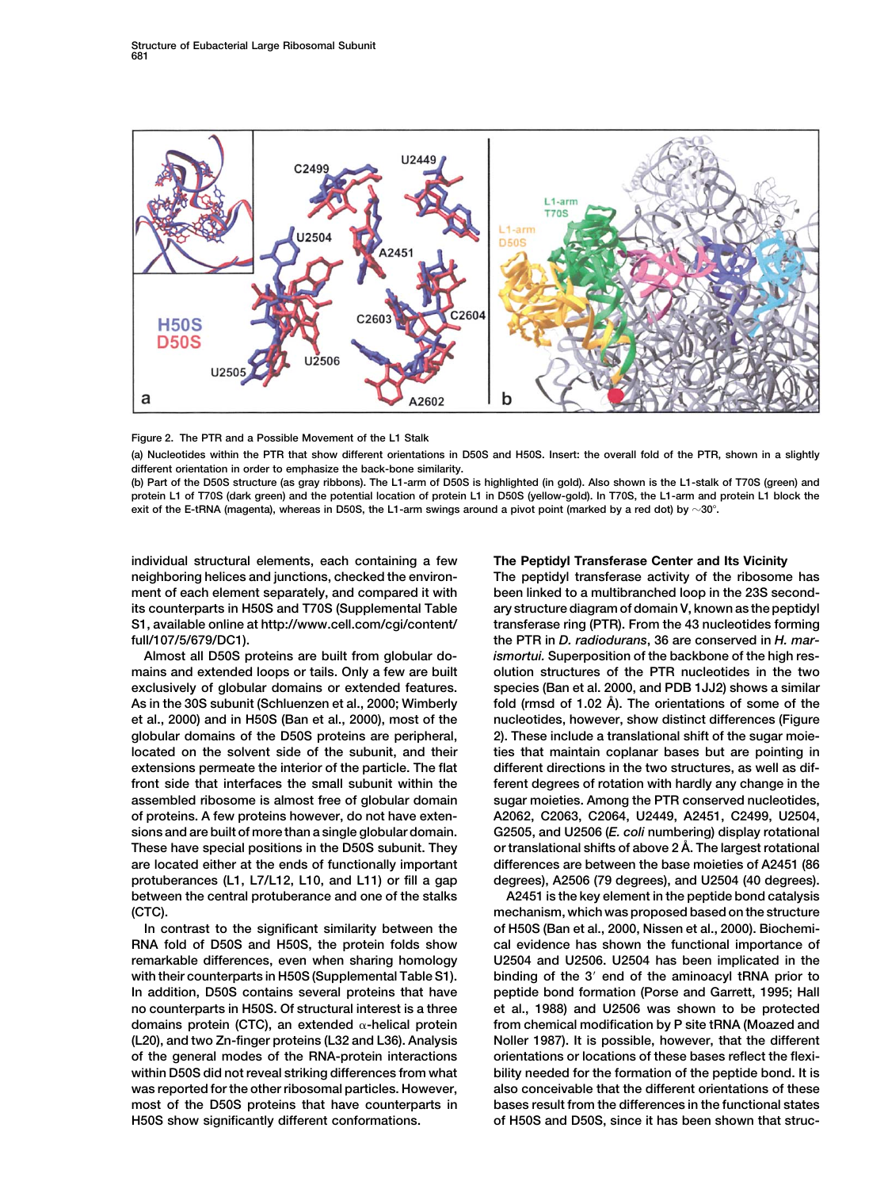Figure 2. The PTR and a Possible Movement of the L1 Stalk

(a) Nucleotides within the PTR that show different orientations in D50S and H50S. Insert: the overall fold of the PTR, shown in a slightly different orientation in order to emphasize the back-bone similarity.

(b) Part of the D50S structure (as gray ribbons). The L1-arm of D50S is highlighted (in gold). Also shown is the L1-stalk of T70S (green) and protein L1 of T70S (dark green) and the potential location of protein L1 in D50S (yellow-gold). In T70S, the L1-arm and protein L1 block the exit of the E-tRNA (magenta), whereas in D50S, the L1-arm swings around a pivot point (marked by a red dot) by ~30°.

individual structural elements, each containing a few neighboring helices and junctions, checked the environment of each element separately, and compared it with its counterparts in H50S and T70S (Supplemental Table S1, available online at http://www.cell.com/cgi/content/full/107/5/679/DC1).

Almost all D50S proteins are built from globular domains and extended loops or tails. Only a few are built exclusively of globular domains or extended features. As in the 30S subunit (Schluenzen et al., 2000; Wimberly et al., 2000) and in H50S (Ban et al., 2000), most of the globular domains of the D50S proteins are peripheral, located on the solvent side of the subunit, and their extensions permeate the interior of the particle. The flat front side that interfaces the small subunit within the assembled ribosome is almost free of globular domain of proteins. A few proteins however, do not have extensions and are built of more than a single globular domain. These have special positions in the D50S subunit. They are located either at the ends of functionally important protuberances (L1, L7/L12, L10, and L11) or fill a gap between the central protuberance and one of the stalks (CTC).

In contrast to the significant similarity between the RNA fold of D50S and H50S, the protein folds show remarkable differences, even when sharing homology with their counterparts in H50S (Supplemental Table S1). In addition, D50S contains several proteins that have no counterparts in H50S. Of structural interest is a three domains protein (CTC), an extended α-helical protein (L20), and two Zn-finger proteins (L32 and L36). Analysis of the general modes of the RNA-protein interactions within D50S did not reveal striking differences from what was reported for the other ribosomal particles. However, most of the D50S proteins that have counterparts in H50S show significantly different conformations.

### The Peptidyl Transferase Center and Its Vicinity

The peptidyl transferase activity of the ribosome has been linked to a multibranched loop in the 23S secondary structure diagram of domain V, known as the peptidyl transferase ring (PTR). From the 43 nucleotides forming the PTR in *D. radiodurans*, 36 are conserved in *H. marismortui*. Superposition of the backbone of the high resolution structures of the PTR nucleotides in the two species (Ban et al. 2000, and PDB 1JJ2) shows a similar fold (rmsd of 1.02 Å). The orientations of some of the nucleotides, however, show distinct differences (Figure 2). These include a translational shift of the sugar moieties that maintain coplanar bases but are pointing in different directions in the two structures, as well as different degrees of rotation with hardly any change in the sugar moieties. Among the PTR conserved nucleotides, A2062, C2063, C2064, U2449, A2451, C2499, U2504, G2505, and U2506 (*E. coli* numbering) display rotational or translational shifts of above 2 Å. The largest rotational differences are between the base moieties of A2451 (86 degrees), A2506 (79 degrees), and U2504 (40 degrees).

A2451 is the key element in the peptide bond catalysis mechanism, which was proposed based on the structure of H50S (Ban et al., 2000, Nissen et al., 2000). Biochemical evidence has shown the functional importance of U2504 and U2506. U2504 has been implicated in the binding of the 3′ end of the aminoacyl tRNA prior to peptide bond formation (Porse and Garrett, 1995; Hall et al., 1988) and U2506 was shown to be protected from chemical modification by P site tRNA (Moazed and Noller 1987). It is possible, however, that the different orientations or locations of these bases reflect the flexibility needed for the formation of the peptide bond. It is also conceivable that the different orientations of these bases result from the differences in the functional states of H50S and D50S, since it has been shown that struc-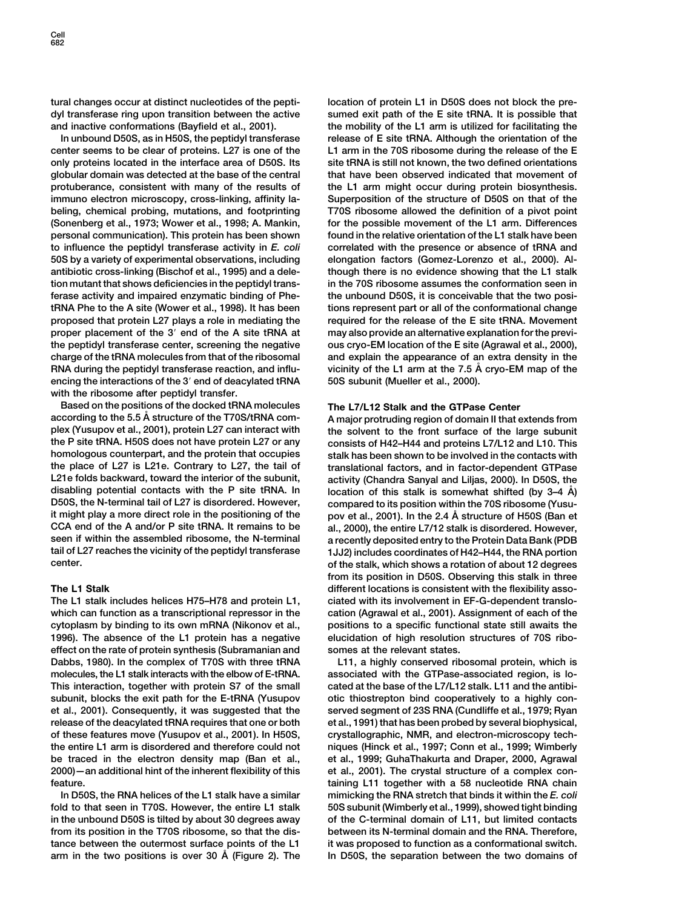tural changes occur at distinct nucleotides of the peptidyl transferase ring upon transition between the active and inactive conformations (Bayfield et al., 2001).

In unbound D50S, as in H50S, the peptidyl transferase center seems to be clear of proteins. L27 is one of the only proteins located in the interface area of D50S. Its globular domain was detected at the base of the central protuberance, consistent with many of the results of immuno electron microscopy, cross-linking, affinity labeling, chemical probing, mutations, and footprinting (Sonenberg et al., 1973; Wower et al., 1998; A. Mankin, personal communication). This protein has been shown to influence the peptidyl transferase activity in *E. coli* 50S by a variety of experimental observations, including antibiotic cross-linking (Bischof et al., 1995) and a deletion mutant that shows deficiencies in the peptidyl transferase activity and impaired enzymatic binding of Phe-tRNA Phe to the A site (Wower et al., 1998). It has been proposed that protein L27 plays a role in mediating the proper placement of the 3′ end of the A site tRNA at the peptidyl transferase center, screening the negative charge of the tRNA molecules from that of the ribosomal RNA during the peptidyl transferase reaction, and influencing the interactions of the 3′ end of deacylated tRNA with the ribosome after peptidyl transfer.

Based on the positions of the docked tRNA molecules according to the 5.5 Å structure of the T70S/tRNA complex (Yusupov et al., 2001), protein L27 can interact with the P site tRNA. H50S does not have protein L27 or any homologous counterpart, and the protein that occupies the place of L27 is L21e. Contrary to L27, the tail of L21e folds backward, toward the interior of the subunit, disabling potential contacts with the P site tRNA. In D50S, the N-terminal tail of L27 is disordered. However, it might play a more direct role in the positioning of the CCA end of the A and/or P site tRNA. It remains to be seen if within the assembled ribosome, the N-terminal tail of L27 reaches the vicinity of the peptidyl transferase center.

## The L1 Stalk

The L1 stalk includes helices H75–H78 and protein L1, which can function as a transcriptional repressor in the cytoplasm by binding to its own mRNA (Nikonov et al., 1996). The absence of the L1 protein has a negative effect on the rate of protein synthesis (Subramanian and Dabbs, 1980). In the complex of T70S with three tRNA molecules, the L1 stalk interacts with the elbow of E-tRNA. This interaction, together with protein S7 of the small subunit, blocks the exit path for the E-tRNA (Yusupov et al., 2001). Consequently, it was suggested that the release of the deacylated tRNA requires that one or both of these features move (Yusupov et al., 2001). In H50S, the entire L1 arm is disordered and therefore could not be traced in the electron density map (Ban et al., 2000)—an additional hint of the inherent flexibility of this feature.

In D50S, the RNA helices of the L1 stalk have a similar fold to that seen in T70S. However, the entire L1 stalk in the unbound D50S is tilted by about 30 degrees away from its position in the T70S ribosome, so that the distance between the outermost surface points of the L1 arm in the two positions is over 30 Å (Figure 2). The location of protein L1 in D50S does not block the presumed exit path of the E site tRNA. It is possible that the mobility of the L1 arm is utilized for facilitating the release of E site tRNA. Although the orientation of the L1 arm in the 70S ribosome during the release of the E site tRNA is still not known, the two defined orientations that have been observed indicated that movement of the L1 arm might occur during protein biosynthesis. Superposition of the structure of D50S on that of the T70S ribosome allowed the definition of a pivot point for the possible movement of the L1 arm. Differences found in the relative orientation of the L1 stalk have been correlated with the presence or absence of tRNA and elongation factors (Gomez-Lorenzo et al., 2000). Although there is no evidence showing that the L1 stalk in the 70S ribosome assumes the conformation seen in the unbound D50S, it is conceivable that the two positions represent part or all of the conformational change required for the release of the E site tRNA. Movement may also provide an alternative explanation for the previous cryo-EM location of the E site (Agrawal et al., 2000), and explain the appearance of an extra density in the vicinity of the L1 arm at the 7.5 Å cryo-EM map of the 50S subunit (Mueller et al., 2000).

## The L7/L12 Stalk and the GTPase Center

A major protruding region of domain II that extends from the solvent to the front surface of the large subunit consists of H42–H44 and proteins L7/L12 and L10. This stalk has been shown to be involved in the contacts with translational factors, and in factor-dependent GTPase activity (Chandra Sanyal and Liljas, 2000). In D50S, the location of this stalk is somewhat shifted (by 3–4 Å) compared to its position within the 70S ribosome (Yusupov et al., 2001). In the 2.4 Å structure of H50S (Ban et al., 2000), the entire L7/12 stalk is disordered. However, a recently deposited entry to the Protein Data Bank (PDB 1JJ2) includes coordinates of H42–H44, the RNA portion of the stalk, which shows a rotation of about 12 degrees from its position in D50S. Observing this stalk in three different locations is consistent with the flexibility associated with its involvement in EF-G-dependent translocation (Agrawal et al., 2001). Assignment of each of the positions to a specific functional state still awaits the elucidation of high resolution structures of 70S ribosomes at the relevant states.

L11, a highly conserved ribosomal protein, which is associated with the GTPase-associated region, is located at the base of the L7/L12 stalk. L11 and the antibiotic thiostrepton bind cooperatively to a highly conserved segment of 23S RNA (Cundliffe et al., 1979; Ryan et al., 1991) that has been probed by several biophysical, crystallographic, NMR, and electron-microscopy techniques (Hinck et al., 1997; Conn et al., 1999; Wimberly et al., 1999; GuhaThakurta and Draper, 2000, Agrawal et al., 2001). The crystal structure of a complex containing L11 together with a 58 nucleotide RNA chain mimicking the RNA stretch that binds it within the *E. coli* 50S subunit (Wimberly et al., 1999), showed tight binding of the C-terminal domain of L11, but limited contacts between its N-terminal domain and the RNA. Therefore, it was proposed to function as a conformational switch. In D50S, the separation between the two domains of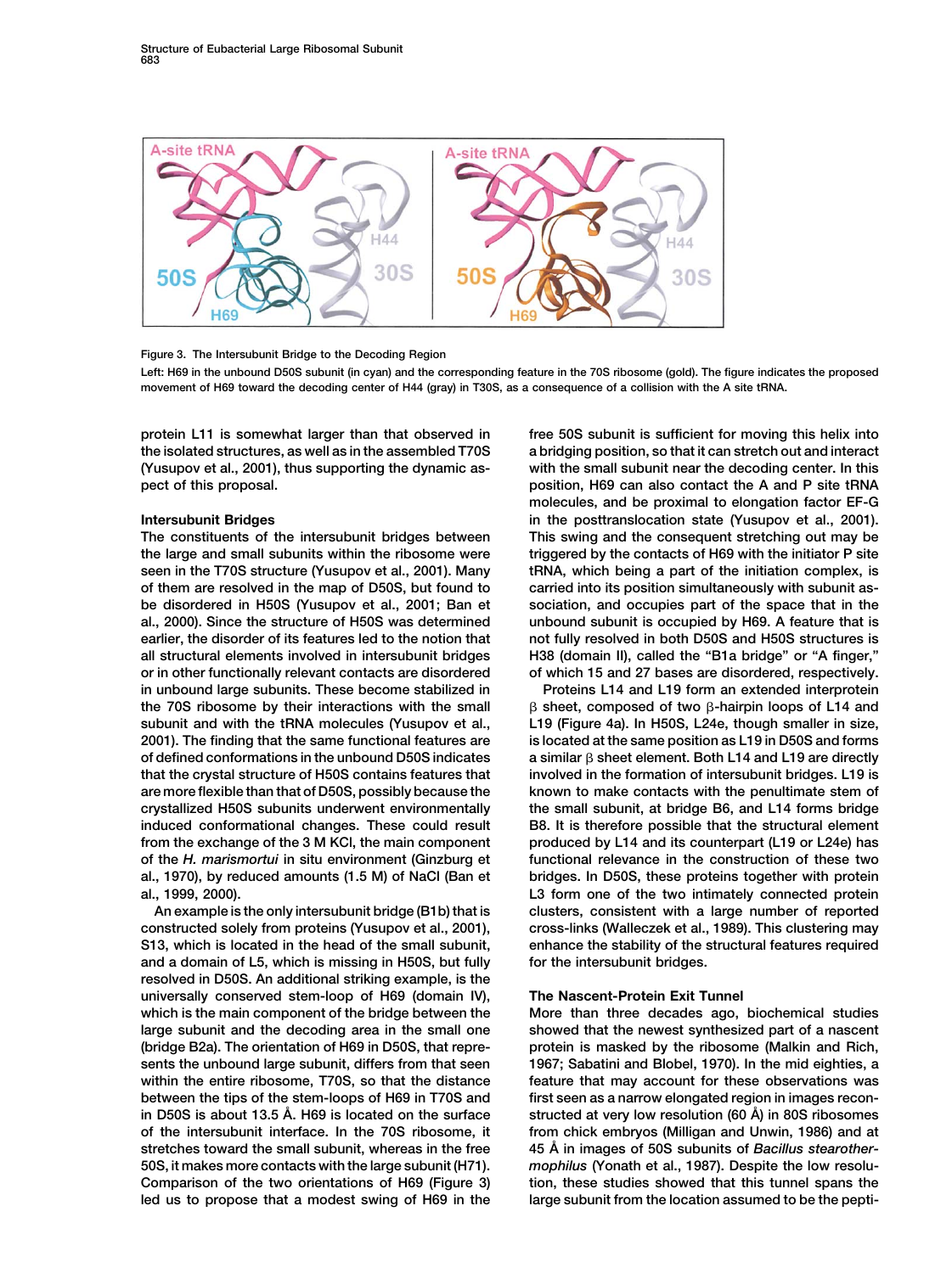Figure 3. The Intersubunit Bridge to the Decoding Region

Left: H69 in the unbound D50S subunit (in cyan) and the corresponding feature in the 70S ribosome (gold). The figure indicates the proposed movement of H69 toward the decoding center of H44 (gray) in T30S, as a consequence of a collision with the A site tRNA.

protein L11 is somewhat larger than that observed in the isolated structures, as well as in the assembled T70S (Yusupov et al., 2001), thus supporting the dynamic aspect of this proposal.

### Intersubunit Bridges

The constituents of the intersubunit bridges between the large and small subunits within the ribosome were seen in the T70S structure (Yusupov et al., 2001). Many of them are resolved in the map of D50S, but found to be disordered in H50S (Yusupov et al., 2001; Ban et al., 2000). Since the structure of H50S was determined earlier, the disorder of its features led to the notion that all structural elements involved in intersubunit bridges or in other functionally relevant contacts are disordered in unbound large subunits. These become stabilized in the 70S ribosome by their interactions with the small subunit and with the tRNA molecules (Yusupov et al., 2001). The finding that the same functional features are of defined conformations in the unbound D50S indicates that the crystal structure of H50S contains features that are more flexible than that of D50S, possibly because the crystallized H50S subunits underwent environmentally induced conformational changes. These could result from the exchange of the 3 M KCl, the main component of the *H. marismortui* in situ environment (Ginzburg et al., 1970), by reduced amounts (1.5 M) of NaCl (Ban et al., 1999, 2000).

An example is the only intersubunit bridge (B1b) that is constructed solely from proteins (Yusupov et al., 2001), S13, which is located in the head of the small subunit, and a domain of L5, which is missing in H50S, but fully resolved in D50S. An additional striking example, is the universally conserved stem-loop of H69 (domain IV), which is the main component of the bridge between the large subunit and the decoding area in the small one (bridge B2a). The orientation of H69 in D50S, that represents the unbound large subunit, differs from that seen within the entire ribosome, T70S, so that the distance between the tips of the stem-loops of H69 in T70S and in D50S is about 13.5 Å. H69 is located on the surface of the intersubunit interface. In the 70S ribosome, it stretches toward the small subunit, whereas in the free 50S, it makes more contacts with the large subunit (H71). Comparison of the two orientations of H69 (Figure 3) led us to propose that a modest swing of H69 in the free 50S subunit is sufficient for moving this helix into a bridging position, so that it can stretch out and interact with the small subunit near the decoding center. In this position, H69 can also contact the A and P site tRNA molecules, and be proximal to elongation factor EF-G in the posttranslocation state (Yusupov et al., 2001). This swing and the consequent stretching out may be triggered by the contacts of H69 with the initiator P site tRNA, which being a part of the initiation complex, is carried into its position simultaneously with subunit association, and occupies part of the space that in the unbound subunit is occupied by H69. A feature that is not fully resolved in both D50S and H50S structures is H38 (domain II), called the "B1a bridge" or "A finger," of which 15 and 27 bases are disordered, respectively.

Proteins L14 and L19 form an extended interprotein β sheet, composed of two β-hairpin loops of L14 and L19 (Figure 4a). In H50S, L24e, though smaller in size, is located at the same position as L19 in D50S and forms a similar β sheet element. Both L14 and L19 are directly involved in the formation of intersubunit bridges. L19 is known to make contacts with the penultimate stem of the small subunit, at bridge B6, and L14 forms bridge B8. It is therefore possible that the structural element produced by L14 and its counterpart (L19 or L24e) has functional relevance in the construction of these two bridges. In D50S, these proteins together with protein L3 form one of the two intimately connected protein clusters, consistent with a large number of reported cross-links (Walleczek et al., 1989). This clustering may enhance the stability of the structural features required for the intersubunit bridges.

### The Nascent-Protein Exit Tunnel

More than three decades ago, biochemical studies showed that the newest synthesized part of a nascent protein is masked by the ribosome (Malkin and Rich, 1967; Sabatini and Blobel, 1970). In the mid eighties, a feature that may account for these observations was first seen as a narrow elongated region in images reconstructed at very low resolution (60 Å) in 80S ribosomes from chick embryos (Milligan and Unwin, 1986) and at 45 Å in images of 50S subunits of *Bacillus stearothermophilus* (Yonath et al., 1987). Despite the low resolution, these studies showed that this tunnel spans the large subunit from the location assumed to be the pepti-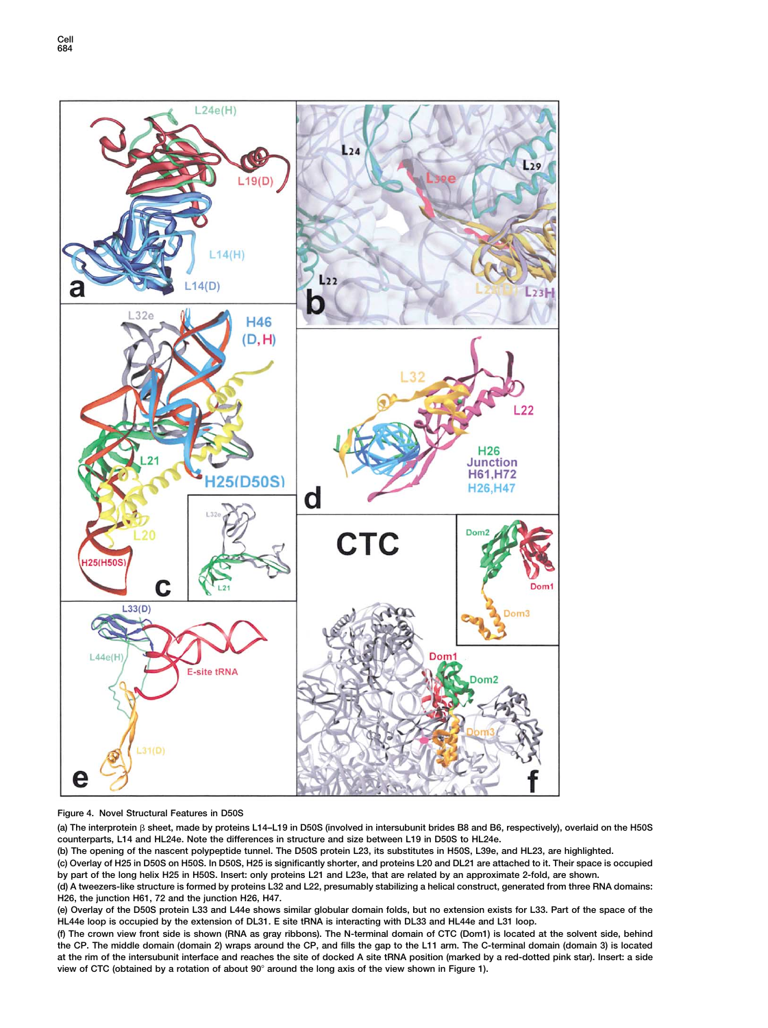Figure 4. Novel Structural Features in D50S

(a) The interprotein β sheet, made by proteins L14–L19 in D50S (involved in intersubunit brides B8 and B6, respectively), overlaid on the H50S counterparts, L14 and HL24e. Note the differences in structure and size between L19 in D50S to HL24e.

(b) The opening of the nascent polypeptide tunnel. The D50S protein L23, its substitutes in H50S, L39e, and HL23, are highlighted.

(c) Overlay of H25 in D50S on H50S. In D50S, H25 is significantly shorter, and proteins L20 and DL21 are attached to it. Their space is occupied by part of the long helix H25 in H50S. Insert: only proteins L21 and L23e, that are related by an approximate 2-fold, are shown.

(d) A tweezers-like structure is formed by proteins L32 and L22, presumably stabilizing a helical construct, generated from three RNA domains: H26, the junction H61, 72 and the junction H26, H47.

(e) Overlay of the D50S protein L33 and L44e shows similar globular domain folds, but no extension exists for L33. Part of the space of the HL44e loop is occupied by the extension of DL31. E site tRNA is interacting with DL33 and HL44e and L31 loop.

(f) The crown view front side is shown (RNA as gray ribbons). The N-terminal domain of CTC (Dom1) is located at the solvent side, behind the CP. The middle domain (domain 2) wraps around the CP, and fills the gap to the L11 arm. The C-terminal domain (domain 3) is located at the rim of the intersubunit interface and reaches the site of docked A site tRNA position (marked by a red-dotted pink star). Insert: a side view of CTC (obtained by a rotation of about 90° around the long axis of the view shown in Figure 1).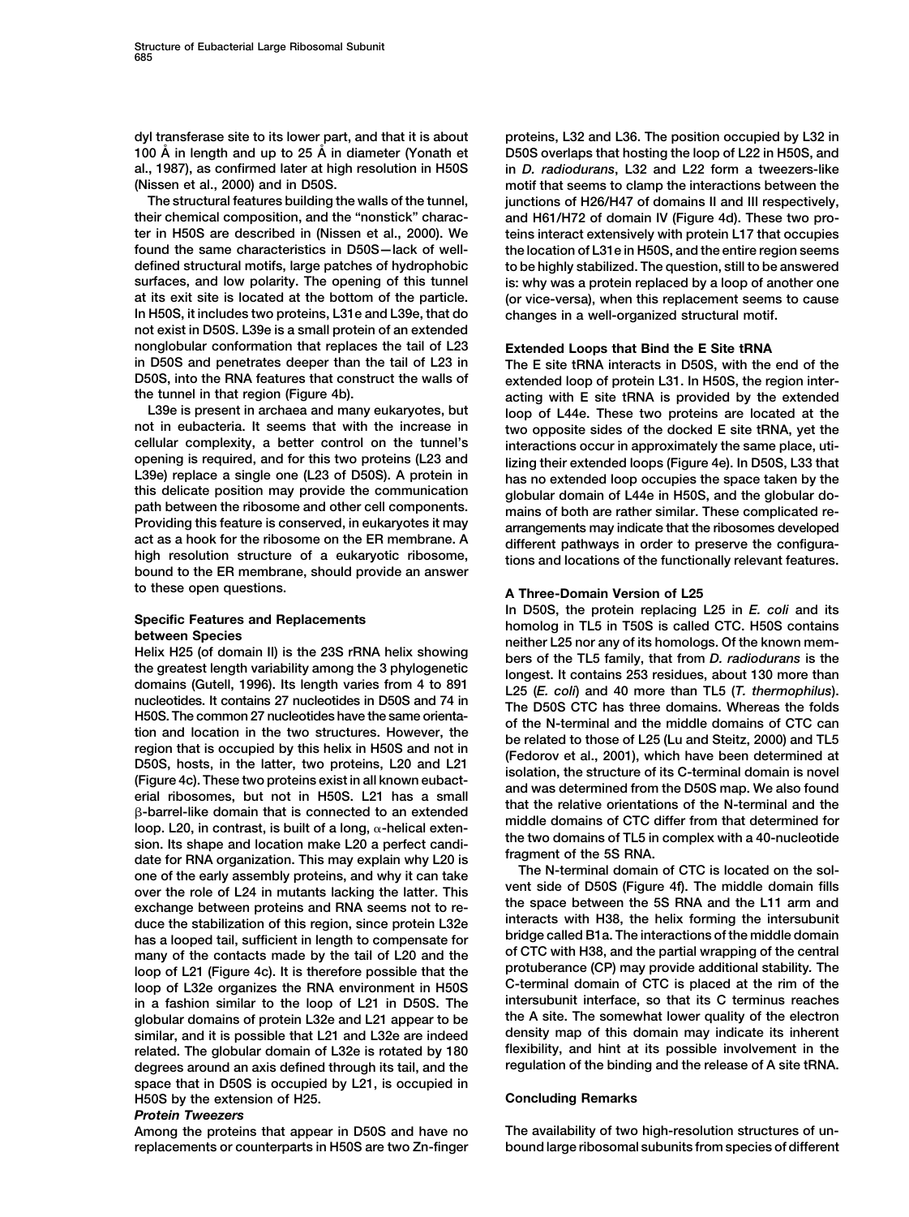dyl transferase site to its lower part, and that it is about 100 Å in length and up to 25 Å in diameter (Yonath et al., 1987), as confirmed later at high resolution in H50S (Nissen et al., 2000) and in D50S.

The structural features building the walls of the tunnel, their chemical composition, and the "nonstick" character in H50S are described in (Nissen et al., 2000). We found the same characteristics in D50S—lack of well-defined structural motifs, large patches of hydrophobic surfaces, and low polarity. The opening of this tunnel at its exit site is located at the bottom of the particle. In H50S, it includes two proteins, L31e and L39e, that do not exist in D50S. L39e is a small protein of an extended nonglobular conformation that replaces the tail of L23 in D50S and penetrates deeper than the tail of L23 in D50S, into the RNA features that construct the walls of the tunnel in that region (Figure 4b).

L39e is present in archaea and many eukaryotes, but not in eubacteria. It seems that with the increase in cellular complexity, a better control on the tunnel's opening is required, and for this two proteins (L23 and L39e) replace a single one (L23 of D50S). A protein in this delicate position may provide the communication path between the ribosome and other cell components. Providing this feature is conserved, in eukaryotes it may act as a hook for the ribosome on the ER membrane. A high resolution structure of a eukaryotic ribosome, bound to the ER membrane, should provide an answer to these open questions.

## Specific Features and Replacements between Species

Helix H25 (of domain II) is the 23S rRNA helix showing the greatest length variability among the 3 phylogenetic domains (Gutell, 1996). Its length varies from 4 to 891 nucleotides. It contains 27 nucleotides in D50S and 74 in H50S. The common 27 nucleotides have the same orientation and location in the two structures. However, the region that is occupied by this helix in H50S and not in D50S, hosts, in the latter, two proteins, L20 and L21 (Figure 4c). These two proteins exist in all known eubacterial ribosomes, but not in H50S. L21 has a small β-barrel-like domain that is connected to an extended loop. L20, in contrast, is built of a long, α-helical extension. Its shape and location make L20 a perfect candidate for RNA organization. This may explain why L20 is one of the early assembly proteins, and why it can take over the role of L24 in mutants lacking the latter. This exchange between proteins and RNA seems not to reduce the stabilization of this region, since protein L32e has a looped tail, sufficient in length to compensate for many of the contacts made by the tail of L20 and the loop of L21 (Figure 4c). It is therefore possible that the loop of L32e organizes the RNA environment in H50S in a fashion similar to the loop of L21 in D50S. The globular domains of protein L32e and L21 appear to be similar, and it is possible that L21 and L32e are indeed related. The globular domain of L32e is rotated by 180 degrees around an axis defined through its tail, and the space that in D50S is occupied by L21, is occupied in H50S by the extension of H25.

### *Protein Tweezers*

Among the proteins that appear in D50S and have no replacements or counterparts in H50S are two Zn-finger proteins, L32 and L36. The position occupied by L32 in D50S overlaps that hosting the loop of L22 in H50S, and in *D. radiodurans*, L32 and L22 form a tweezers-like motif that seems to clamp the interactions between the junctions of H26/H47 of domains II and III respectively, and H61/H72 of domain IV (Figure 4d). These two proteins interact extensively with protein L17 that occupies the location of L31e in H50S, and the entire region seems to be highly stabilized. The question, still to be answered is: why was a protein replaced by a loop of another one (or vice-versa), when this replacement seems to cause changes in a well-organized structural motif.

## Extended Loops that Bind the E Site tRNA

The E site tRNA interacts in D50S, with the end of the extended loop of protein L31. In H50S, the region interacting with E site tRNA is provided by the extended loop of L44e. These two proteins are located at the two opposite sides of the docked E site tRNA, yet the interactions occur in approximately the same place, utilizing their extended loops (Figure 4e). In D50S, L33 that has no extended loop occupies the space taken by the globular domain of L44e in H50S, and the globular domains of both are rather similar. These complicated rearrangements may indicate that the ribosomes developed different pathways in order to preserve the configurations and locations of the functionally relevant features.

## A Three-Domain Version of L25

In D50S, the protein replacing L25 in *E. coli* and its homolog in TL5 in T50S is called CTC. H50S contains neither L25 nor any of its homologs. Of the known members of the TL5 family, that from *D. radiodurans* is the longest. It contains 253 residues, about 130 more than L25 (*E. coli*) and 40 more than TL5 (*T. thermophilus*). The D50S CTC has three domains. Whereas the folds of the N-terminal and the middle domains of CTC can be related to those of L25 (Lu and Steitz, 2000) and TL5 (Fedorov et al., 2001), which have been determined at isolation, the structure of its C-terminal domain is novel and was determined from the D50S map. We also found that the relative orientations of the N-terminal and the middle domains of CTC differ from that determined for the two domains of TL5 in complex with a 40-nucleotide fragment of the 5S RNA.

The N-terminal domain of CTC is located on the solvent side of D50S (Figure 4f). The middle domain fills the space between the 5S RNA and the L11 arm and interacts with H38, the helix forming the intersubunit bridge called B1a. The interactions of the middle domain of CTC with H38, and the partial wrapping of the central protuberance (CP) may provide additional stability. The C-terminal domain of CTC is placed at the rim of the intersubunit interface, so that its C terminus reaches the A site. The somewhat lower quality of the electron density map of this domain may indicate its inherent flexibility, and hint at its possible involvement in the regulation of the binding and the release of A site tRNA.

## Concluding Remarks

The availability of two high-resolution structures of unbound large ribosomal subunits from species of different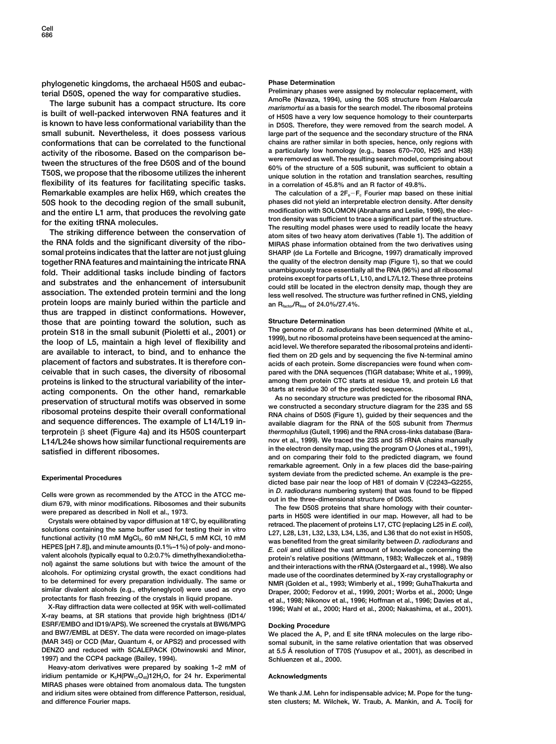phylogenetic kingdoms, the archaeal H50S and eubacterial D50S, opened the way for comparative studies.

The large subunit has a compact structure. Its core is built of well-packed interwoven RNA features and it is known to have less conformational variability than the small subunit. Nevertheless, it does possess various conformations that can be correlated to the functional activity of the ribosome. Based on the comparison between the structures of the free D50S and of the bound T50S, we propose that the ribosome utilizes the inherent flexibility of its features for facilitating specific tasks. Remarkable examples are helix H69, which creates the 50S hook to the decoding region of the small subunit, and the entire L1 arm, that produces the revolving gate for the exiting tRNA molecules.

The striking difference between the conservation of the RNA folds and the significant diversity of the ribosomal proteins indicates that the latter are not just gluing together RNA features and maintaining the intricate RNA fold. Their additional tasks include binding of factors and substrates and the enhancement of intersubunit association. The extended protein termini and the long protein loops are mainly buried within the particle and thus are trapped in distinct conformations. However, those that are pointing toward the solution, such as protein S18 in the small subunit (Pioletti et al., 2001) or the loop of L5, maintain a high level of flexibility and are available to interact, to bind, and to enhance the placement of factors and substrates. It is therefore conceivable that in such cases, the diversity of ribosomal proteins is linked to the structural variability of the interacting components. On the other hand, remarkable preservation of structural motifs was observed in some ribosomal proteins despite their overall conformational and sequence differences. The example of L14/L19 interprotein β sheet (Figure 4a) and its H50S counterpart L14/L24e shows how similar functional requirements are satisfied in different ribosomes.

## Experimental Procedures

Cells were grown as recommended by the ATCC in the ATCC medium 679, with minor modifications. Ribosomes and their subunits were prepared as described in Noll et al., 1973.

Crystals were obtained by vapor diffusion at 18°C, by equilibrating solutions containing the same buffer used for testing their in vitro functional activity (10 mM $MgCl_2$, 60 mM $NH_4Cl$, 5 mM KCl, 10 mM HEPES [pH 7.8]), and minute amounts (0.1%–1%) of poly- and monovalent alcohols (typically equal to 0.2:0.7% dimethylhexandiol:ethanol) against the same solutions but with twice the amount of the alcohols. For optimizing crystal growth, the exact conditions had to be determined for every preparation individually. The same or similar divalent alcohols (e.g., ethyleneglycol) were used as cryo protectants for flash freezing of the crystals in liquid propane.

X-Ray diffraction data were collected at 95K with well-collimated X-ray beams, at SR stations that provide high brightness (ID14/ESRF/EMBO and ID19/APS). We screened the crystals at BW6/MPG and BW7/EMBL at DESY. The data were recorded on image-plates (MAR 345) or CCD (Mar, Quantum 4, or APS2) and processed with DENZO and reduced with SCALEPACK (Otwinowski and Minor, 1997) and the CCP4 package (Bailey, 1994).

Heavy-atom derivatives were prepared by soaking 1–2 mM of iridium pentamide or $K_5H(PW_{12}O_{40})12H_2O$, for 24 hr. Experimental MIRAS phases were obtained from anomalous data. The tungsten and iridium sites were obtained from difference Patterson, residual, and difference Fourier maps.

### Phase Determination

Preliminary phases were assigned by molecular replacement, with AmoRe (Navaza, 1994), using the 50S structure from *Haloarcula marismortui* as a basis for the search model. The ribosomal proteins of H50S have a very low sequence homology to their counterparts in D50S. Therefore, they were removed from the search model. A large part of the sequence and the secondary structure of the RNA chains are rather similar in both species, hence, only regions with a particularly low homology (e.g., bases 670–700, H25 and H38) were removed as well. The resulting search model, comprising about 60% of the structure of a 50S subunit, was sufficient to obtain a unique solution in the rotation and translation searches, resulting in a correlation of 45.8% and an R factor of 49.8%.

The calculation of a $2F_o-F_c$ Fourier map based on these initial phases did not yield an interpretable electron density. After density modification with SOLOMON (Abrahams and Leslie, 1996), the electron density was sufficient to trace a significant part of the structure. The resulting model phases were used to readily locate the heavy atom sites of two heavy atom derivatives (Table 1). The addition of MIRAS phase information obtained from the two derivatives using SHARP (de La Fortelle and Bricogne, 1997) dramatically improved the quality of the electron density map (Figure 1), so that we could unambiguously trace essentially all the RNA (96%) and all ribosomal proteins except for parts of L1, L10, and L7/L12. These three proteins could still be located in the electron density map, though they are less well resolved. The structure was further refined in CNS, yielding an $R_{factor}/R_{free}$ of 24.0%/27.4%.

### Structure Determination

The genome of *D. radiodurans* has been determined (White et al., 1999), but no ribosomal proteins have been sequenced at the amino-acid level. We therefore separated the ribosomal proteins and identified them on 2D gels and by sequencing the five N-terminal amino acids of each protein. Some discrepancies were found when compared with the DNA sequences (TIGR database; White et al., 1999), among them protein CTC starts at residue 19, and protein L6 that starts at residue 30 of the predicted sequence.

As no secondary structure was predicted for the ribosomal RNA, we constructed a secondary structure diagram for the 23S and 5S RNA chains of D50S (Figure 1), guided by their sequences and the available diagram for the RNA of the 50S subunit from *Thermus thermophilus* (Gutell, 1996) and the RNA cross-links database (Baranov et al., 1999). We traced the 23S and 5S rRNA chains manually in the electron density map, using the program O (Jones et al., 1991), and on comparing their fold to the predicted diagram, we found remarkable agreement. Only in a few places did the base-pairing system deviate from the predicted scheme. An example is the predicted base pair near the loop of H81 of domain V (C2243–G2255, in *D. radiodurans* numbering system) that was found to be flipped out in the three-dimensional structure of D50S.

The few D50S proteins that share homology with their counterparts in H50S were identified in our map. However, all had to be retraced. The placement of proteins L17, CTC (replacing L25 in *E. coli*), L27, L28, L31, L32, L33, L34, L35, and L36 that do not exist in H50S, was benefited from the great similarity between *D. radiodurans* and *E. coli* and utilized the vast amount of knowledge concerning the protein's relative positions (Wittmann, 1983; Walleczek et al., 1989) and their interactions with the rRNA (Ostergaard et al., 1998). We also made use of the coordinates determined by X-ray crystallography or NMR (Golden et al., 1993; Wimberly et al., 1999; GuhaThakurta and Draper, 2000; Fedorov et al., 1999, 2001; Worbs et al., 2000; Unge et al., 1998; Nikonov et al., 1996; Hoffman et al., 1996; Davies et al., 1996; Wahl et al., 2000; Hard et al., 2000; Nakashima, et al., 2001).

### Docking Procedure

We placed the A, P, and E site tRNA molecules on the large ribosomal subunit, in the same relative orientation that was observed at 5.5 Å resolution of T70S (Yusupov et al., 2001), as described in Schluenzen et al., 2000.

## Acknowledgments

We thank J.M. Lehn for indispensable advice; M. Pope for the tungsten clusters; M. Wilchek, W. Traub, A. Mankin, and A. Tocilj for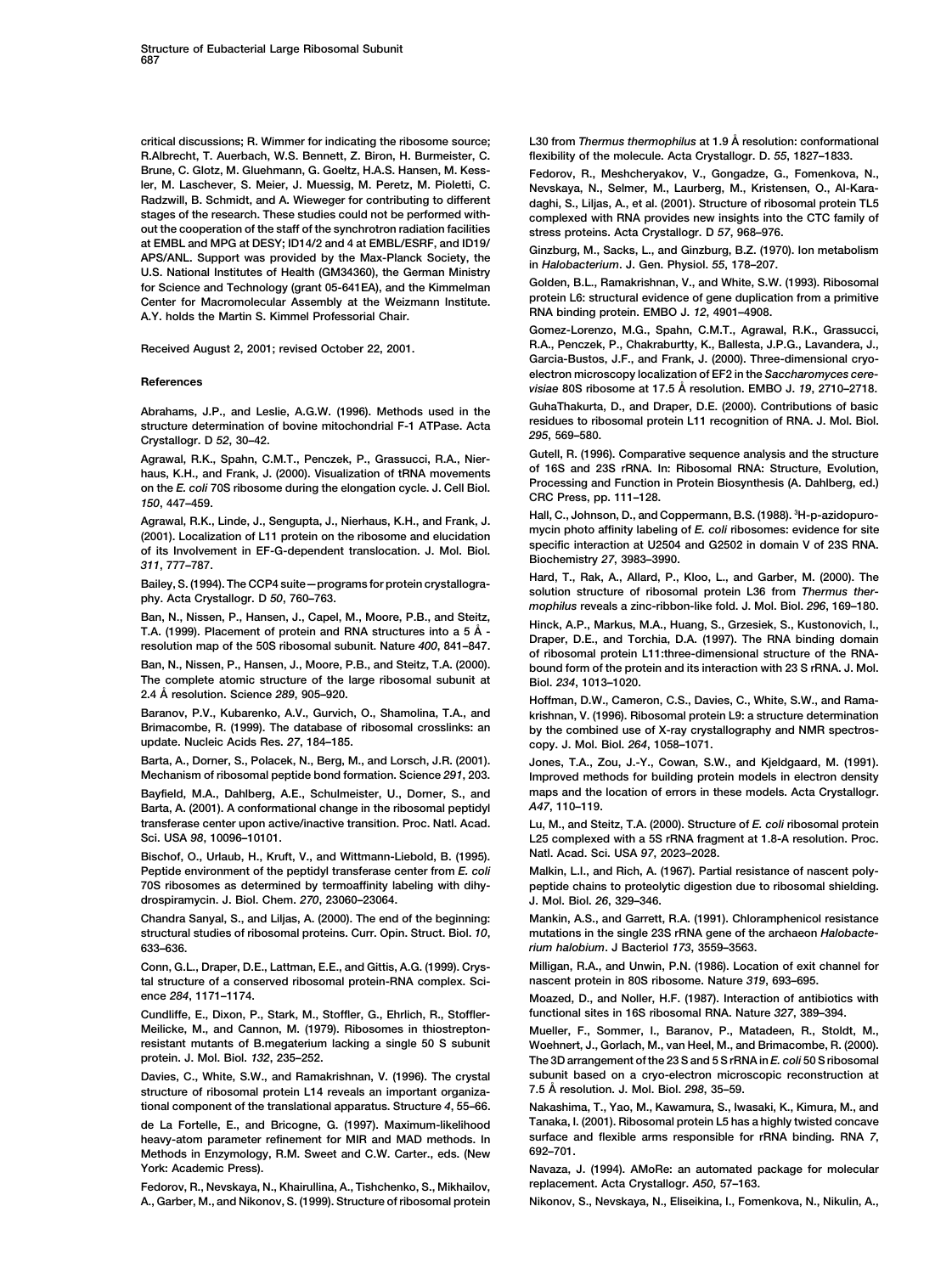critical discussions; R. Wimmer for indicating the ribosome source; R.Albrecht, T. Auerbach, W.S. Bennett, Z. Biron, H. Burmeister, C. Brune, C. Glotz, M. Gluehmann, G. Goeltz, H.A.S. Hansen, M. Kessler, M. Laschever, S. Meier, J. Muessig, M. Peretz, M. Pioletti, C. Radzwill, B. Schmidt, and A. Wieweger for contributing to different stages of the research. These studies could not be performed without the cooperation of the staff of the synchrotron radiation facilities at EMBL and MPG at DESY; ID14/2 and 4 at EMBL/ESRF, and ID19/APS/ANL. Support was provided by the Max-Planck Society, the U.S. National Institutes of Health (GM34360), the German Ministry for Science and Technology (grant 05-641EA), and the Kimmelman Center for Macromolecular Assembly at the Weizmann Institute. A.Y. holds the Martin S. Kimmel Professorial Chair.

Received August 2, 2001; revised October 22, 2001.

## References

Abrahams, J.P., and Leslie, A.G.W. (1996). Methods used in the structure determination of bovine mitochondrial F-1 ATPase. Acta Crystallogr. D *52*, 30–42.

Agrawal, R.K., Spahn, C.M.T., Penczek, P., Grassucci, R.A., Nierhaus, K.H., and Frank, J. (2000). Visualization of tRNA movements on the *E. coli* 70S ribosome during the elongation cycle. J. Cell Biol. *150*, 447–459.

Agrawal, R.K., Linde, J., Sengupta, J., Nierhaus, K.H., and Frank, J. (2001). Localization of L11 protein on the ribosome and elucidation of its Involvement in EF-G-dependent translocation. J. Mol. Biol. *311*, 777–787.

Bailey, S. (1994). The CCP4 suite—programs for protein crystallography. Acta Crystallogr. D *50*, 760–763.

Ban, N., Nissen, P., Hansen, J., Capel, M., Moore, P.B., and Steitz, T.A. (1999). Placement of protein and RNA structures into a 5 Å-resolution map of the 50S ribosomal subunit. Nature *400*, 841–847.

Ban, N., Nissen, P., Hansen, J., Moore, P.B., and Steitz, T.A. (2000). The complete atomic structure of the large ribosomal subunit at 2.4 Å resolution. Science *289*, 905–920.

Baranov, P.V., Kubarenko, A.V., Gurvich, O., Shamolina, T.A., and Brimacombe, R. (1999). The database of ribosomal crosslinks: an update. Nucleic Acids Res. *27*, 184–185.

Barta, A., Dorner, S., Polacek, N., Berg, M., and Lorsch, J.R. (2001). Mechanism of ribosomal peptide bond formation. Science *291*, 203.

Bayfield, M.A., Dahlberg, A.E., Schulmeister, U., Dorner, S., and Barta, A. (2001). A conformational change in the ribosomal peptidyl transferase center upon active/inactive transition. Proc. Natl. Acad. Sci. USA *98*, 10096–10101.

Bischof, O., Urlaub, H., Kruft, V., and Wittmann-Liebold, B. (1995). Peptide environment of the peptidyl transferase center from *E. coli* 70S ribosomes as determined by termoaffinity labeling with dihydrospiramycin. J. Biol. Chem. *270*, 23060–23064.

Chandra Sanyal, S., and Liljas, A. (2000). The end of the beginning: structural studies of ribosomal proteins. Curr. Opin. Struct. Biol. *10*, 633–636.

Conn, G.L., Draper, D.E., Lattman, E.E., and Gittis, A.G. (1999). Crystal structure of a conserved ribosomal protein-RNA complex. Science *284*, 1171–1174.

Cundliffe, E., Dixon, P., Stark, M., Stoffler, G., Ehrlich, R., Stoffler-Meilicke, M., and Cannon, M. (1979). Ribosomes in thiostrepton-resistant mutants of B.megaterium lacking a single 50 S subunit protein. J. Mol. Biol. *132*, 235–252.

Davies, C., White, S.W., and Ramakrishnan, V. (1996). The crystal structure of ribosomal protein L14 reveals an important organizational component of the translational apparatus. Structure *4*, 55–66.

de La Fortelle, E., and Bricogne, G. (1997). Maximum-likelihood heavy-atom parameter refinement for MIR and MAD methods. In Methods in Enzymology, R.M. Sweet and C.W. Carter., eds. (New York: Academic Press).

Fedorov, R., Nevskaya, N., Khairullina, A., Tishchenko, S., Mikhailov, A., Garber, M., and Nikonov, S. (1999). Structure of ribosomal protein L30 from *Thermus thermophilus* at 1.9 Å resolution: conformational flexibility of the molecule. Acta Crystallogr. D. *55*, 1827–1833.

Fedorov, R., Meshcheryakov, V., Gongadze, G., Fomenkova, N., Nevskaya, N., Selmer, M., Laurberg, M., Kristensen, O., Al-Karadaghi, S., Liljas, A., et al. (2001). Structure of ribosomal protein TL5 complexed with RNA provides new insights into the CTC family of stress proteins. Acta Crystallogr. D *57*, 968–976.

Ginzburg, M., Sacks, L., and Ginzburg, B.Z. (1970). Ion metabolism in *Halobacterium*. J. Gen. Physiol. *55*, 178–207.

Golden, B.L., Ramakrishnan, V., and White, S.W. (1993). Ribosomal protein L6: structural evidence of gene duplication from a primitive RNA binding protein. EMBO J. *12*, 4901–4908.

Gomez-Lorenzo, M.G., Spahn, C.M.T., Agrawal, R.K., Grassucci, R.A., Penczek, P., Chakraburtty, K., Ballesta, J.P.G., Lavandera, J., Garcia-Bustos, J.F., and Frank, J. (2000). Three-dimensional cryo-electron microscopy localization of EF2 in the *Saccharomyces cerevisiae* 80S ribosome at 17.5 Å resolution. EMBO J. *19*, 2710–2718.

GuhaThakurta, D., and Draper, D.E. (2000). Contributions of basic residues to ribosomal protein L11 recognition of RNA. J. Mol. Biol. *295*, 569–580.

Gutell, R. (1996). Comparative sequence analysis and the structure of 16S and 23S rRNA. In: Ribosomal RNA: Structure, Evolution, Processing and Function in Protein Biosynthesis (A. Dahlberg, ed.) CRC Press, pp. 111–128.

Hall, C., Johnson, D., and Coppermann, B.S. (1988). $^{3}$H-p-azidopuromycin photo affinity labeling of *E. coli* ribosomes: evidence for site specific interaction at U2504 and G2502 in domain V of 23S RNA. Biochemistry *27*, 3983–3990.

Hard, T., Rak, A., Allard, P., Kloo, L., and Garber, M. (2000). The solution structure of ribosomal protein L36 from *Thermus thermophilus* reveals a zinc-ribbon-like fold. J. Mol. Biol. *296*, 169–180.

Hinck, A.P., Markus, M.A., Huang, S., Grzesiek, S., Kustonovich, I., Draper, D.E., and Torchia, D.A. (1997). The RNA binding domain of ribosomal protein L11:three-dimensional structure of the RNA-bound form of the protein and its interaction with 23 S rRNA. J. Mol. Biol. *234*, 1013–1020.

Hoffman, D.W., Cameron, C.S., Davies, C., White, S.W., and Ramakrishnan, V. (1996). Ribosomal protein L9: a structure determination by the combined use of X-ray crystallography and NMR spectroscopy. J. Mol. Biol. *264*, 1058–1071.

Jones, T.A., Zou, J.-Y., Cowan, S.W., and Kjeldgaard, M. (1991). Improved methods for building protein models in electron density maps and the location of errors in these models. Acta Crystallogr. *A47*, 110–119.

Lu, M., and Steitz, T.A. (2000). Structure of *E. coli* ribosomal protein L25 complexed with a 5S rRNA fragment at 1.8-A resolution. Proc. Natl. Acad. Sci. USA *97*, 2023–2028.

Malkin, L.I., and Rich, A. (1967). Partial resistance of nascent polypeptide chains to proteolytic digestion due to ribosomal shielding. J. Mol. Biol. *26*, 329–346.

Mankin, A.S., and Garrett, R.A. (1991). Chloramphenicol resistance mutations in the single 23S rRNA gene of the archaeon *Halobacterium halobium*. J Bacteriol *173*, 3559–3563.

Milligan, R.A., and Unwin, P.N. (1986). Location of exit channel for nascent protein in 80S ribosome. Nature *319*, 693–695.

Moazed, D., and Noller, H.F. (1987). Interaction of antibiotics with functional sites in 16S ribosomal RNA. Nature *327*, 389–394.

Mueller, F., Sommer, I., Baranov, P., Matadeen, R., Stoldt, M., Woehnert, J., Gorlach, M., van Heel, M., and Brimacombe, R. (2000). The 3D arrangement of the 23 S and 5 S rRNA in *E. coli* 50 S ribosomal subunit based on a cryo-electron microscopic reconstruction at 7.5 Å resolution. J. Mol. Biol. *298*, 35–59.

Nakashima, T., Yao, M., Kawamura, S., Iwasaki, K., Kimura, M., and Tanaka, I. (2001). Ribosomal protein L5 has a highly twisted concave surface and flexible arms responsible for rRNA binding. RNA *7*, 692–701.

Navaza, J. (1994). AMoRe: an automated package for molecular replacement. Acta Crystallogr. *A50*, 57–163.

Nikonov, S., Nevskaya, N., Eliseikina, I., Fomenkova, N., Nikulin, A.,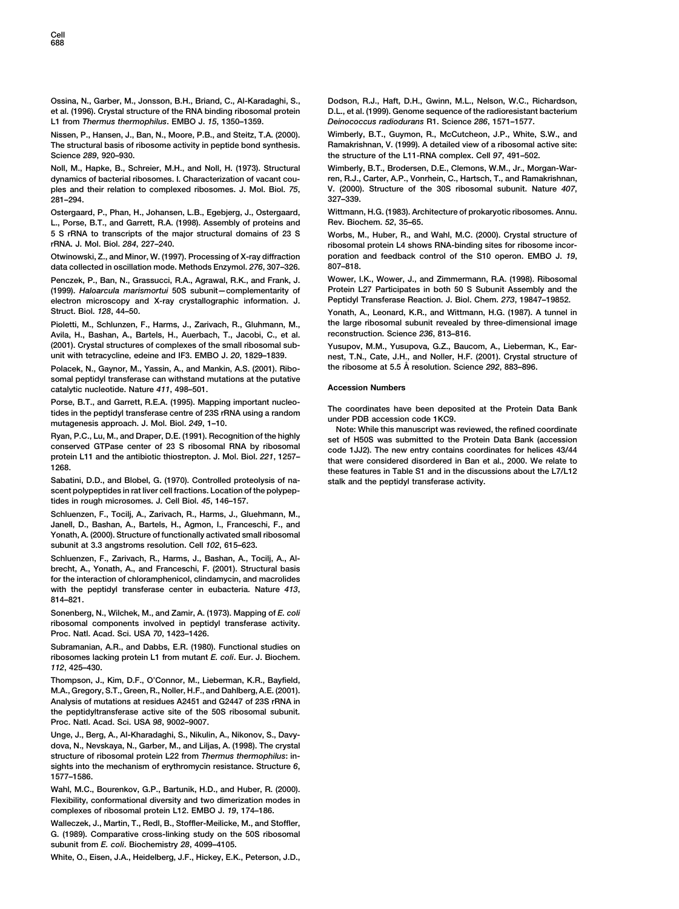Ossina, N., Garber, M., Jonsson, B.H., Briand, C., Al-Karadaghi, S., et al. (1996). Crystal structure of the RNA binding ribosomal protein L1 from *Thermus thermophilus*. EMBO J. *15*, 1350–1359.

Nissen, P., Hansen, J., Ban, N., Moore, P.B., and Steitz, T.A. (2000). The structural basis of ribosome activity in peptide bond synthesis. Science *289*, 920–930.

Noll, M., Hapke, B., Schreier, M.H., and Noll, H. (1973). Structural dynamics of bacterial ribosomes. I. Characterization of vacant couples and their relation to complexed ribosomes. J. Mol. Biol. *75*, 281–294.

Ostergaard, P., Phan, H., Johansen, L.B., Egebjerg, J., Ostergaard, L., Porse, B.T., and Garrett, R.A. (1998). Assembly of proteins and 5 S rRNA to transcripts of the major structural domains of 23 S rRNA. J. Mol. Biol. *284*, 227–240.

Otwinowski, Z., and Minor, W. (1997). Processing of X-ray diffraction data collected in oscillation mode. Methods Enzymol. *276*, 307–326.

Penczek, P., Ban, N., Grassucci, R.A., Agrawal, R.K., and Frank, J. (1999). *Haloarcula marismortui* 50S subunit—complementarity of electron microscopy and X-ray crystallographic information. J. Struct. Biol. *128*, 44–50.

Pioletti, M., Schlunzen, F., Harms, J., Zarivach, R., Gluhmann, M., Avila, H., Bashan, A., Bartels, H., Auerbach, T., Jacobi, C., et al. (2001). Crystal structures of complexes of the small ribosomal subunit with tetracycline, edeine and IF3. EMBO J. *20*, 1829–1839.

Polacek, N., Gaynor, M., Yassin, A., and Mankin, A.S. (2001). Ribosomal peptidyl transferase can withstand mutations at the putative catalytic nucleotide. Nature *411*, 498–501.

Porse, B.T., and Garrett, R.E.A. (1995). Mapping important nucleotides in the peptidyl transferase centre of 23S rRNA using a random mutagenesis approach. J. Mol. Biol. *249*, 1–10.

Ryan, P.C., Lu, M., and Draper, D.E. (1991). Recognition of the highly conserved GTPase center of 23 S ribosomal RNA by ribosomal protein L11 and the antibiotic thiostrepton. J. Mol. Biol. *221*, 1257–1268.

Sabatini, D.D., and Blobel, G. (1970). Controlled proteolysis of nascent polypeptides in rat liver cell fractions. Location of the polypeptides in rough microsomes. J. Cell Biol. *45*, 146–157.

Schluenzen, F., Tocilj, A., Zarivach, R., Harms, J., Gluehmann, M., Janell, D., Bashan, A., Bartels, H., Agmon, I., Franceschi, F., and Yonath, A. (2000). Structure of functionally activated small ribosomal subunit at 3.3 angstroms resolution. Cell *102*, 615–623.

Schluenzen, F., Zarivach, R., Harms, J., Bashan, A., Tocilj, A., Albrecht, A., Yonath, A., and Franceschi, F. (2001). Structural basis for the interaction of chloramphenicol, clindamycin, and macrolides with the peptidyl transferase center in eubacteria. Nature *413*, 814–821.

Sonenberg, N., Wilchek, M., and Zamir, A. (1973). Mapping of *E. coli* ribosomal components involved in peptidyl transferase activity. Proc. Natl. Acad. Sci. USA *70*, 1423–1426.

Subramanian, A.R., and Dabbs, E.R. (1980). Functional studies on ribosomes lacking protein L1 from mutant *E. coli*. Eur. J. Biochem. *112*, 425–430.

Thompson, J., Kim, D.F., O'Connor, M., Lieberman, K.R., Bayfield, M.A., Gregory, S.T., Green, R., Noller, H.F., and Dahlberg, A.E. (2001). Analysis of mutations at residues A2451 and G2447 of 23S rRNA in the peptidyltransferase active site of the 50S ribosomal subunit. Proc. Natl. Acad. Sci. USA *98*, 9002–9007.

Unge, J., Berg, A., Al-Kharadaghi, S., Nikulin, A., Nikonov, S., Davydova, N., Nevskaya, N., Garber, M., and Liljas, A. (1998). The crystal structure of ribosomal protein L22 from *Thermus thermophilus*: insights into the mechanism of erythromycin resistance. Structure *6*, 1577–1586.

Wahl, M.C., Bourenkov, G.P., Bartunik, H.D., and Huber, R. (2000). Flexibility, conformational diversity and two dimerization modes in complexes of ribosomal protein L12. EMBO J. *19*, 174–186.

Walleczek, J., Martin, T., Redl, B., Stoffler-Meilicke, M., and Stoffler, G. (1989). Comparative cross-linking study on the 50S ribosomal subunit from *E. coli*. Biochemistry *28*, 4099–4105.

White, O., Eisen, J.A., Heidelberg, J.F., Hickey, E.K., Peterson, J.D., Dodson, R.J., Haft, D.H., Gwinn, M.L., Nelson, W.C., Richardson, D.L., et al. (1999). Genome sequence of the radioresistant bacterium *Deinococcus radiodurans* R1. Science *286*, 1571–1577.

Wimberly, B.T., Guymon, R., McCutcheon, J.P., White, S.W., and Ramakrishnan, V. (1999). A detailed view of a ribosomal active site: the structure of the L11-RNA complex. Cell *97*, 491–502.

Wimberly, B.T., Brodersen, D.E., Clemons, W.M., Jr., Morgan-Warren, R.J., Carter, A.P., Vonrhein, C., Hartsch, T., and Ramakrishnan, V. (2000). Structure of the 30S ribosomal subunit. Nature *407*, 327–339.

Wittmann, H.G. (1983). Architecture of prokaryotic ribosomes. Annu. Rev. Biochem. *52*, 35–65.

Worbs, M., Huber, R., and Wahl, M.C. (2000). Crystal structure of ribosomal protein L4 shows RNA-binding sites for ribosome incorporation and feedback control of the S10 operon. EMBO J. *19*, 807–818.

Wower, I.K., Wower, J., and Zimmermann, R.A. (1998). Ribosomal Protein L27 Participates in both 50 S Subunit Assembly and the Peptidyl Transferase Reaction. J. Biol. Chem. *273*, 19847–19852.

Yonath, A., Leonard, K.R., and Wittmann, H.G. (1987). A tunnel in the large ribosomal subunit revealed by three-dimensional image reconstruction. Science *236*, 813–816.

Yusupov, M.M., Yusupova, G.Z., Baucom, A., Lieberman, K., Earnest, T.N., Cate, J.H., and Noller, H.F. (2001). Crystal structure of the ribosome at 5.5 Å resolution. Science *292*, 883–896.

## Accession Numbers

The coordinates have been deposited at the Protein Data Bank under PDB accession code 1KC9.

Note: While this manuscript was reviewed, the refined coordinate set of H50S was submitted to the Protein Data Bank (accession code 1JJ2). The new entry contains coordinates for helices 43/44 that were considered disordered in Ban et al., 2000. We relate to these features in Table S1 and in the discussions about the L7/L12 stalk and the peptidyl transferase activity.